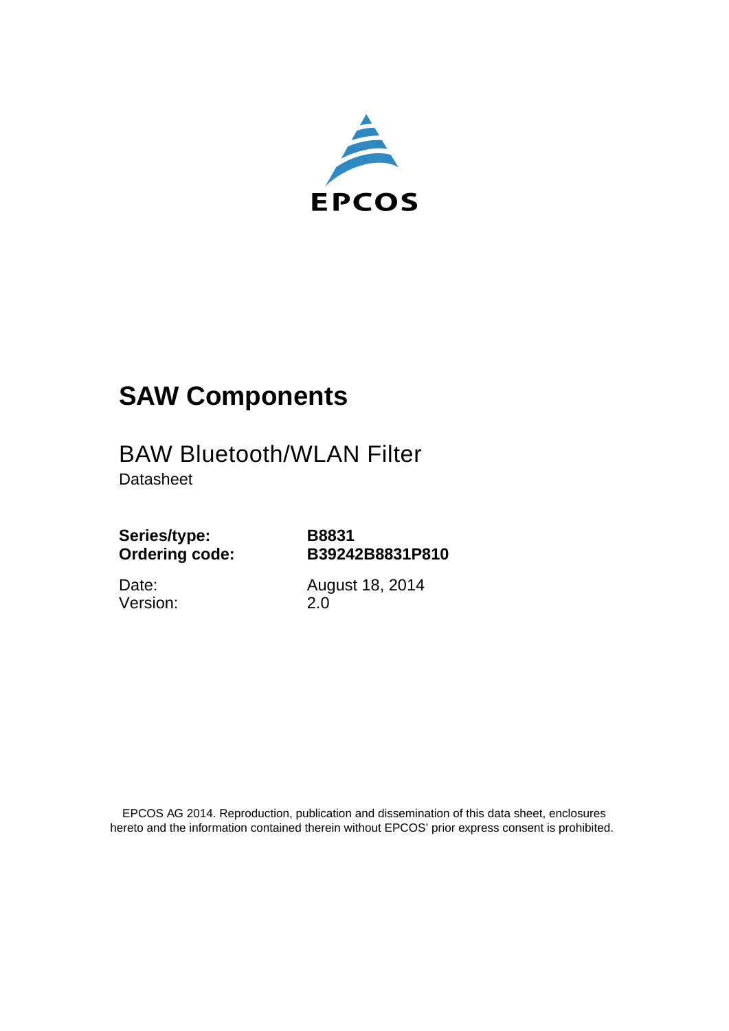EPCOS

# SAW Components

## BAW Bluetooth/WLAN Filter

Datasheet

**Series/type:** **B8831**
**Ordering code:** **B39242B8831P810**

Date: August 18, 2014
Version: 2.0

EPCOS AG 2014. Reproduction, publication and dissemination of this data sheet, enclosures hereto and the information contained therein without EPCOS' prior express consent is prohibited.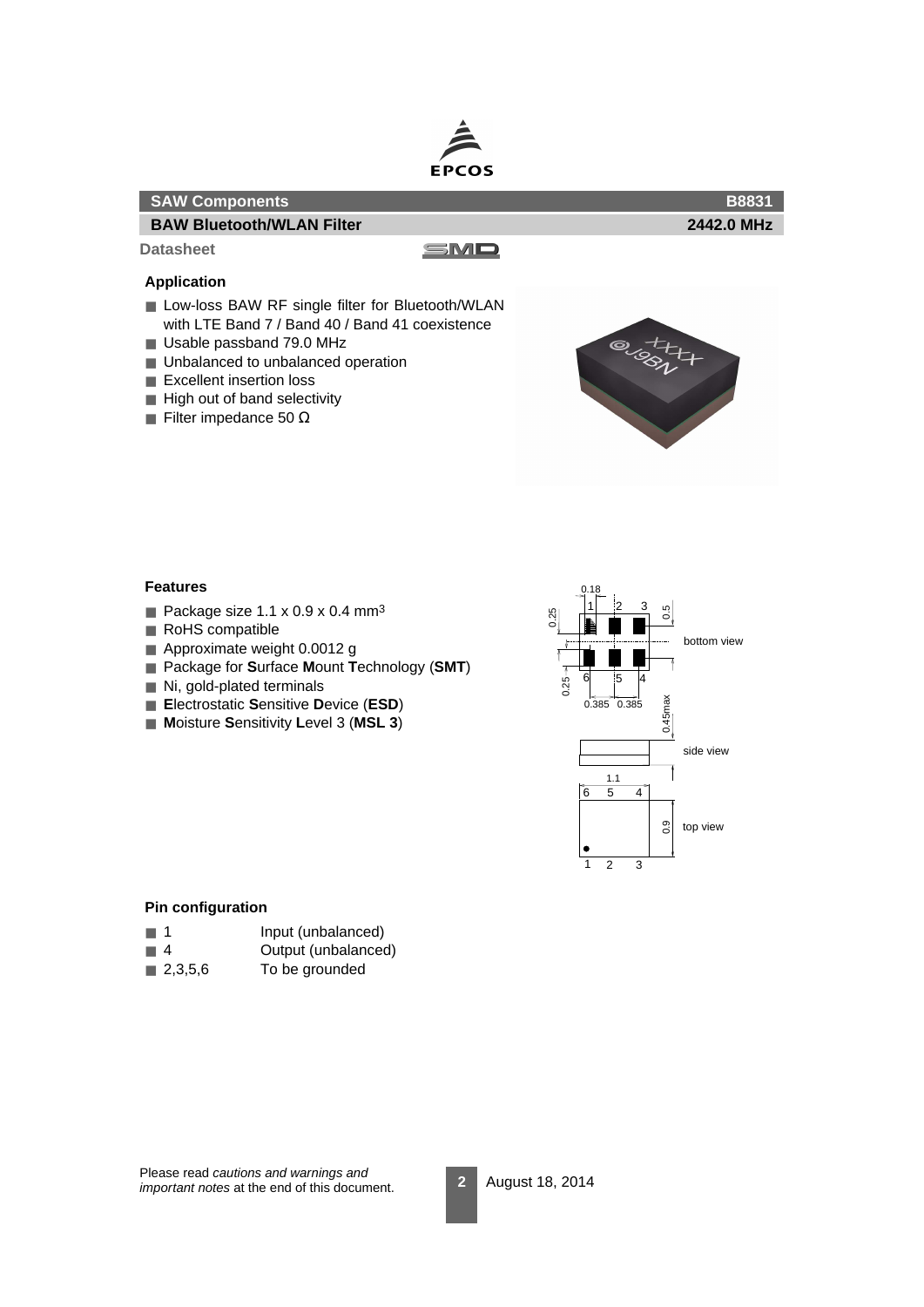**SAW Components** **B8831**

**BAW Bluetooth/WLAN Filter** **2442.0 MHz**

**Datasheet**

### Application

- Low-loss BAW RF single filter for Bluetooth/WLAN with LTE Band 7 / Band 40 / Band 41 coexistence
- Usable passband 79.0 MHz
- Unbalanced to unbalanced operation
- Excellent insertion loss
- High out of band selectivity
- Filter impedance 50 Ω

### Features

- Package size 1.1 x 0.9 x 0.4 mm³
- RoHS compatible
- Approximate weight 0.0012 g
- Package for **S**urface **M**ount **T**echnology (**SMT**)
- Ni, gold-plated terminals
- **E**lectrostatic **S**ensitive **D**evice (**ESD**)
- **M**oisture **S**ensitivity **L**evel 3 (**MSL 3**)

### Pin configuration

- 1 Input (unbalanced)
- 4 Output (unbalanced)
- 2,3,5,6 To be grounded

Please read *cautions and warnings and important notes* at the end of this document.

August 18, 2014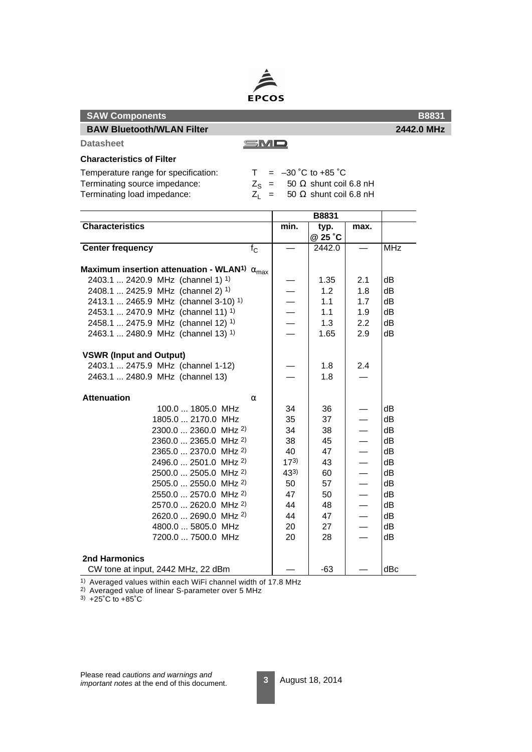EPCOS

**SAW Components** **B8831**

**BAW Bluetooth/WLAN Filter** **2442.0 MHz**

**Datasheet**

SMD

### Characteristics of Filter

Temperature range for specification: $T$ = –30 ˚C to +85 ˚C
Terminating source impedance: $Z_S$ = 50 Ω shunt coil 6.8 nH
Terminating load impedance: $Z_L$ = 50 Ω shunt coil 6.8 nH

| | | B8831 | | | |
|---|---|---|---|---|---|
| **Characteristics** | | **min.** | **typ. @ 25 ˚C** | **max.** | |
| **Center frequency** | $f_C$ | — | 2442.0 | — | MHz |
| **Maximum insertion attenuation - WLAN**[1] | $\alpha_{max}$ | | | | |
| 2403.1 ... 2420.9 MHz (channel 1) [1] | | — | 1.35 | 2.1 | dB |
| 2408.1 ... 2425.9 MHz (channel 2) [1] | | — | 1.2 | 1.8 | dB |
| 2413.1 ... 2465.9 MHz (channel 3-10) [1] | | — | 1.1 | 1.7 | dB |
| 2453.1 ... 2470.9 MHz (channel 11) [1] | | — | 1.1 | 1.9 | dB |
| 2458.1 ... 2475.9 MHz (channel 12) [1] | | — | 1.3 | 2.2 | dB |
| 2463.1 ... 2480.9 MHz (channel 13) [1] | | — | 1.65 | 2.9 | dB |
| **VSWR (Input and Output)** | | | | | |
| 2403.1 ... 2475.9 MHz (channel 1-12) | | — | 1.8 | 2.4 | |
| 2463.1 ... 2480.9 MHz (channel 13) | | — | 1.8 | — | |
| **Attenuation** | $\alpha$ | | | | |
| 100.0 ... 1805.0 MHz | | 34 | 36 | — | dB |
| 1805.0 ... 2170.0 MHz | | 35 | 37 | — | dB |
| 2300.0 ... 2360.0 MHz [2] | | 34 | 38 | — | dB |
| 2360.0 ... 2365.0 MHz [2] | | 38 | 45 | — | dB |
| 2365.0 ... 2370.0 MHz [2] | | 40 | 47 | — | dB |
| 2496.0 ... 2501.0 MHz [2] | | 17[3] | 43 | — | dB |
| 2500.0 ... 2505.0 MHz [2] | | 43[3] | 60 | — | dB |
| 2505.0 ... 2550.0 MHz [2] | | 50 | 57 | — | dB |
| 2550.0 ... 2570.0 MHz [2] | | 47 | 50 | — | dB |
| 2570.0 ... 2620.0 MHz [2] | | 44 | 48 | — | dB |
| 2620.0 ... 2690.0 MHz [2] | | 44 | 47 | — | dB |
| 4800.0 ... 5805.0 MHz | | 20 | 27 | — | dB |
| 7200.0 ... 7500.0 MHz | | 20 | 28 | — | dB |
| **2nd Harmonics** | | | | | |
| CW tone at input, 2442 MHz, 22 dBm | | — | -63 | — | dBc |

[1] Averaged values within each WiFi channel width of 17.8 MHz
[2] Averaged value of linear S-parameter over 5 MHz
[3] +25˚C to +85˚C

Please read *cautions and warnings and important notes* at the end of this document.

August 18, 2014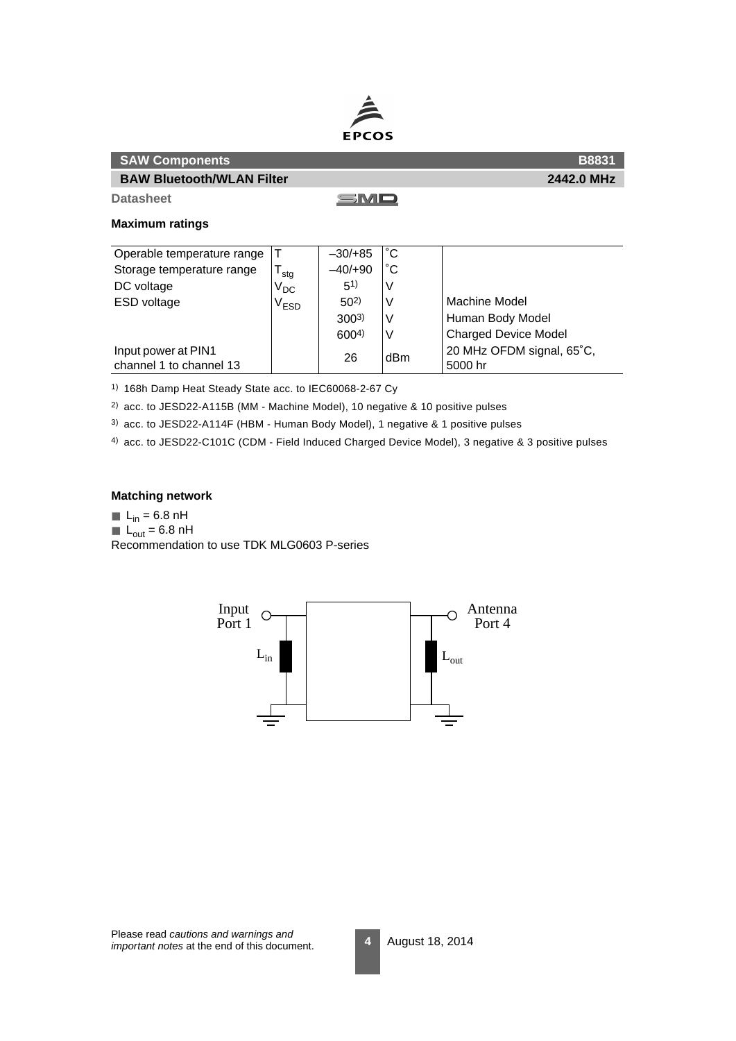**Datasheet**

### Maximum ratings

| | | | | |
|---|---|---|---|---|
| Operable temperature range | $T$ | –30/+85 | ˚C | |
| Storage temperature range | $T_{stg}$ | –40/+90 | ˚C | |
| DC voltage | $V_{DC}$ | 5[1] | V | |
| ESD voltage | $V_{ESD}$ | 50[2] | V | Machine Model |
| | | 300[3] | V | Human Body Model |
| | | 600[4] | V | Charged Device Model |
| Input power at PIN1 channel 1 to channel 13 | | 26 | dBm | 20 MHz OFDM signal, 65˚C, 5000 hr |

[1] 168h Damp Heat Steady State acc. to IEC60068-2-67 Cy

[2] acc. to JESD22-A115B (MM - Machine Model), 10 negative & 10 positive pulses

[3] acc. to JESD22-A114F (HBM - Human Body Model), 1 negative & 1 positive pulses

[4] acc. to JESD22-C101C (CDM - Field Induced Charged Device Model), 3 negative & 3 positive pulses

### Matching network

- $L_{in}$ = 6.8 nH
- $L_{out}$ = 6.8 nH

Recommendation to use TDK MLG0603 P-series

Input Port 1 — $L_{in}$ — $L_{out}$ — Antenna Port 4

Please read *cautions and warnings and important notes* at the end of this document.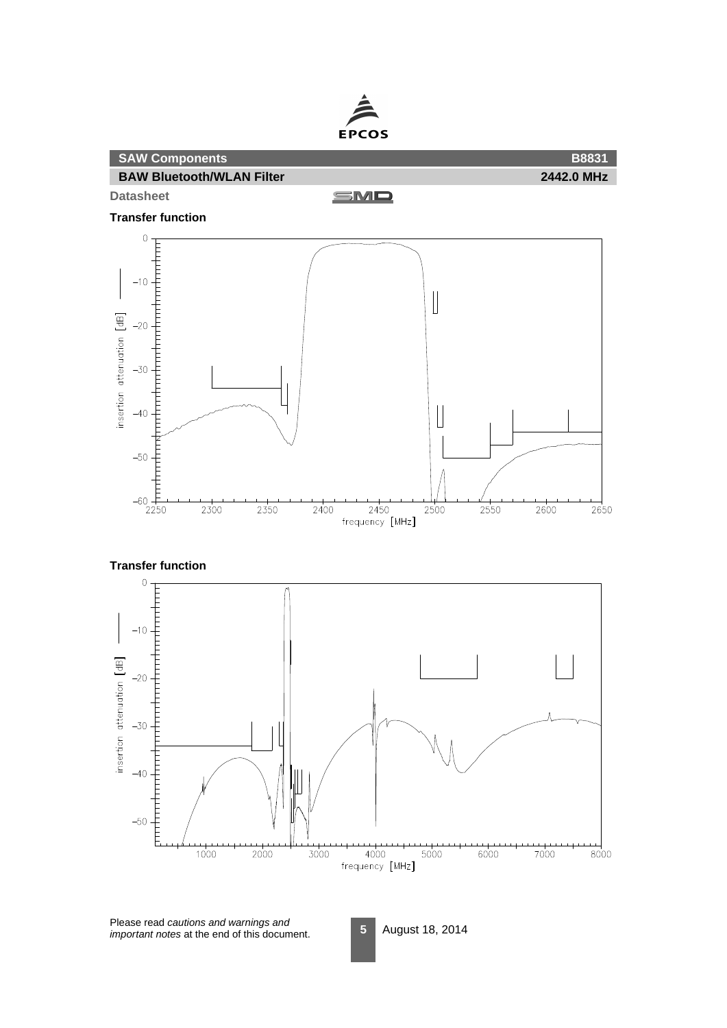## Transfer function

## Transfer function

Please read *cautions and warnings and important notes* at the end of this document.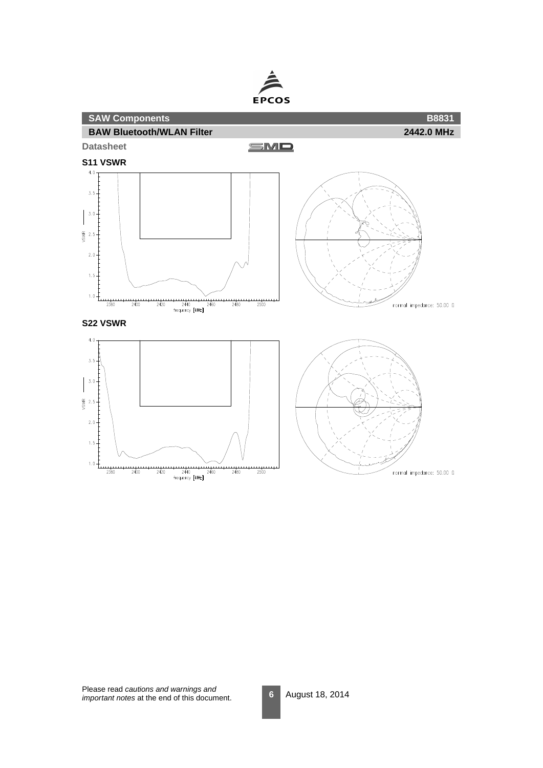# SAW Components — B8831

## BAW Bluetooth/WLAN Filter — 2442.0 MHz

**Datasheet**

### S11 VSWR

VSWR

frequency [MHz]

normal impedance: 50.00 Ω

### S22 VSWR

VSWR

frequency [MHz]

normal impedance: 50.00 Ω

Please read *cautions and warnings and important notes* at the end of this document.

August 18, 2014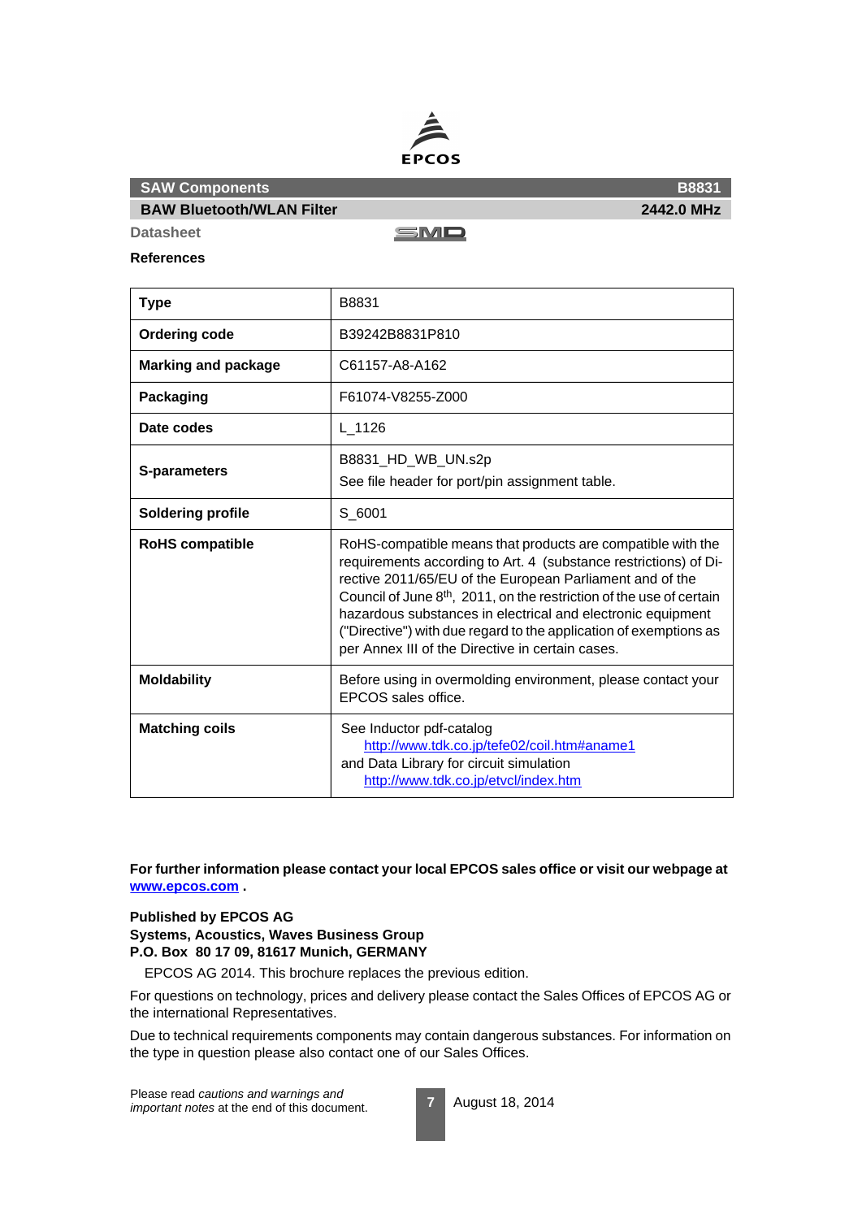| SAW Components | B8831 |
|---|---|
| BAW Bluetooth/WLAN Filter | 2442.0 MHz |

Datasheet

## References

| Type | B8831 |
|---|---|
| **Ordering code** | B39242B8831P810 |
| **Marking and package** | C61157-A8-A162 |
| **Packaging** | F61074-V8255-Z000 |
| **Date codes** | L_1126 |
| **S-parameters** | B8831_HD_WB_UN.s2p<br>See file header for port/pin assignment table. |
| **Soldering profile** | S_6001 |
| **RoHS compatible** | RoHS-compatible means that products are compatible with the requirements according to Art. 4 (substance restrictions) of Directive 2011/65/EU of the European Parliament and of the Council of June 8th, 2011, on the restriction of the use of certain hazardous substances in electrical and electronic equipment ("Directive") with due regard to the application of exemptions as per Annex III of the Directive in certain cases. |
| **Moldability** | Before using in overmolding environment, please contact your EPCOS sales office. |
| **Matching coils** | See Inductor pdf-catalog<br>http://www.tdk.co.jp/tefe02/coil.htm#aname1<br>and Data Library for circuit simulation<br>http://www.tdk.co.jp/etvcl/index.htm |

**For further information please contact your local EPCOS sales office or visit our webpage at www.epcos.com .**

**Published by EPCOS AG**
**Systems, Acoustics, Waves Business Group**
**P.O. Box 80 17 09, 81617 Munich, GERMANY**

EPCOS AG 2014. This brochure replaces the previous edition.

For questions on technology, prices and delivery please contact the Sales Offices of EPCOS AG or the international Representatives.

Due to technical requirements components may contain dangerous substances. For information on the type in question please also contact one of our Sales Offices.

Please read *cautions and warnings and important notes* at the end of this document.

August 18, 2014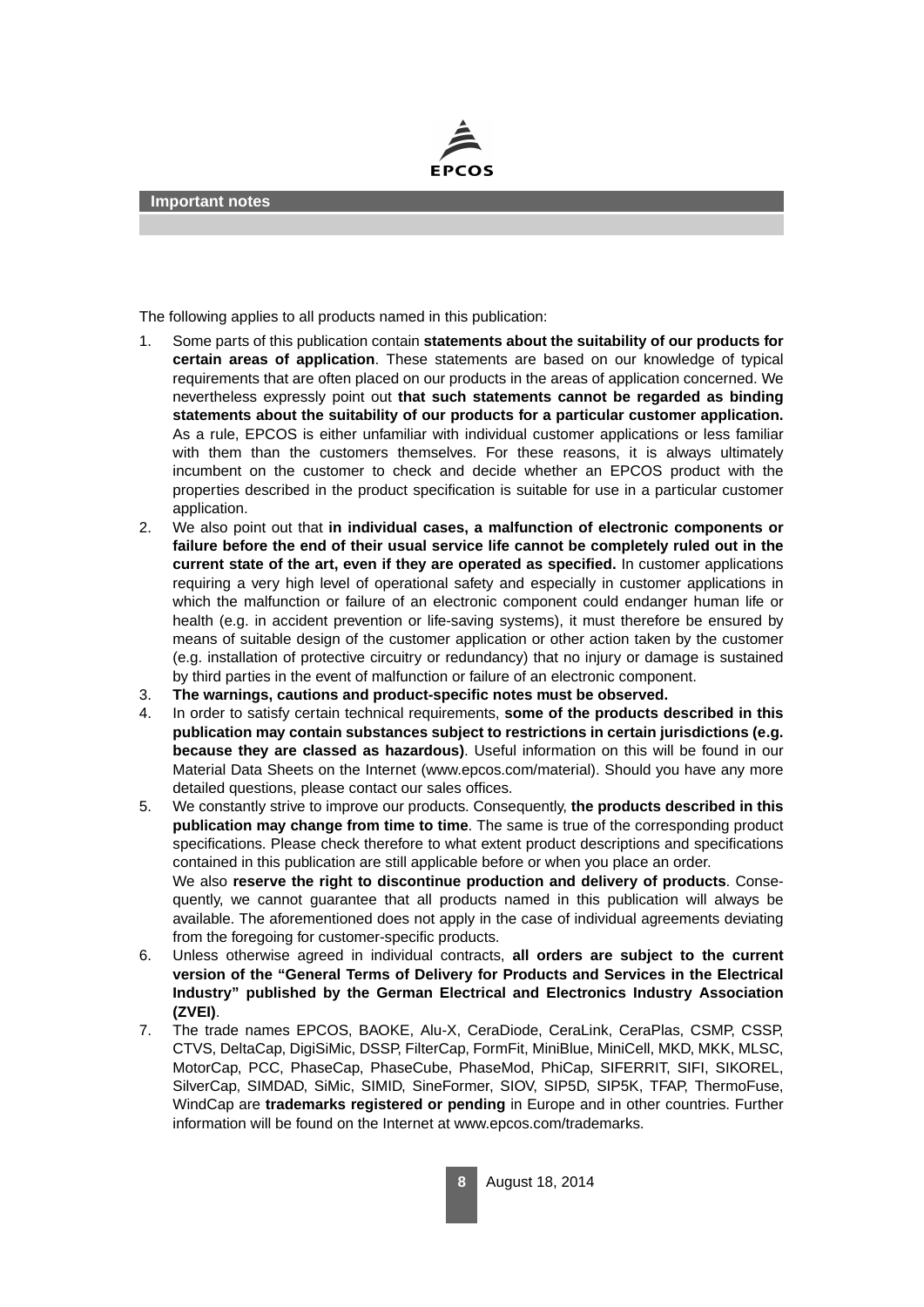## Important notes

The following applies to all products named in this publication:

1. Some parts of this publication contain **statements about the suitability of our products for certain areas of application**. These statements are based on our knowledge of typical requirements that are often placed on our products in the areas of application concerned. We nevertheless expressly point out **that such statements cannot be regarded as binding statements about the suitability of our products for a particular customer application.** As a rule, EPCOS is either unfamiliar with individual customer applications or less familiar with them than the customers themselves. For these reasons, it is always ultimately incumbent on the customer to check and decide whether an EPCOS product with the properties described in the product specification is suitable for use in a particular customer application.
2. We also point out that **in individual cases, a malfunction of electronic components or failure before the end of their usual service life cannot be completely ruled out in the current state of the art, even if they are operated as specified.** In customer applications requiring a very high level of operational safety and especially in customer applications in which the malfunction or failure of an electronic component could endanger human life or health (e.g. in accident prevention or life-saving systems), it must therefore be ensured by means of suitable design of the customer application or other action taken by the customer (e.g. installation of protective circuitry or redundancy) that no injury or damage is sustained by third parties in the event of malfunction or failure of an electronic component.
3. **The warnings, cautions and product-specific notes must be observed.**
4. In order to satisfy certain technical requirements, **some of the products described in this publication may contain substances subject to restrictions in certain jurisdictions (e.g. because they are classed as hazardous)**. Useful information on this will be found in our Material Data Sheets on the Internet (www.epcos.com/material). Should you have any more detailed questions, please contact our sales offices.
5. We constantly strive to improve our products. Consequently, **the products described in this publication may change from time to time**. The same is true of the corresponding product specifications. Please check therefore to what extent product descriptions and specifications contained in this publication are still applicable before or when you place an order.
   We also **reserve the right to discontinue production and delivery of products**. Consequently, we cannot guarantee that all products named in this publication will always be available. The aforementioned does not apply in the case of individual agreements deviating from the foregoing for customer-specific products.
6. Unless otherwise agreed in individual contracts, **all orders are subject to the current version of the "General Terms of Delivery for Products and Services in the Electrical Industry" published by the German Electrical and Electronics Industry Association (ZVEI)**.
7. The trade names EPCOS, BAOKE, Alu-X, CeraDiode, CeraLink, CeraPlas, CSMP, CSSP, CTVS, DeltaCap, DigiSiMic, DSSP, FilterCap, FormFit, MiniBlue, MiniCell, MKD, MKK, MLSC, MotorCap, PCC, PhaseCap, PhaseCube, PhaseMod, PhiCap, SIFERRIT, SIFI, SIKOREL, SilverCap, SIMDAD, SiMic, SIMID, SineFormer, SIOV, SIP5D, SIP5K, TFAP, ThermoFuse, WindCap are **trademarks registered or pending** in Europe and in other countries. Further information will be found on the Internet at www.epcos.com/trademarks.

August 18, 2014